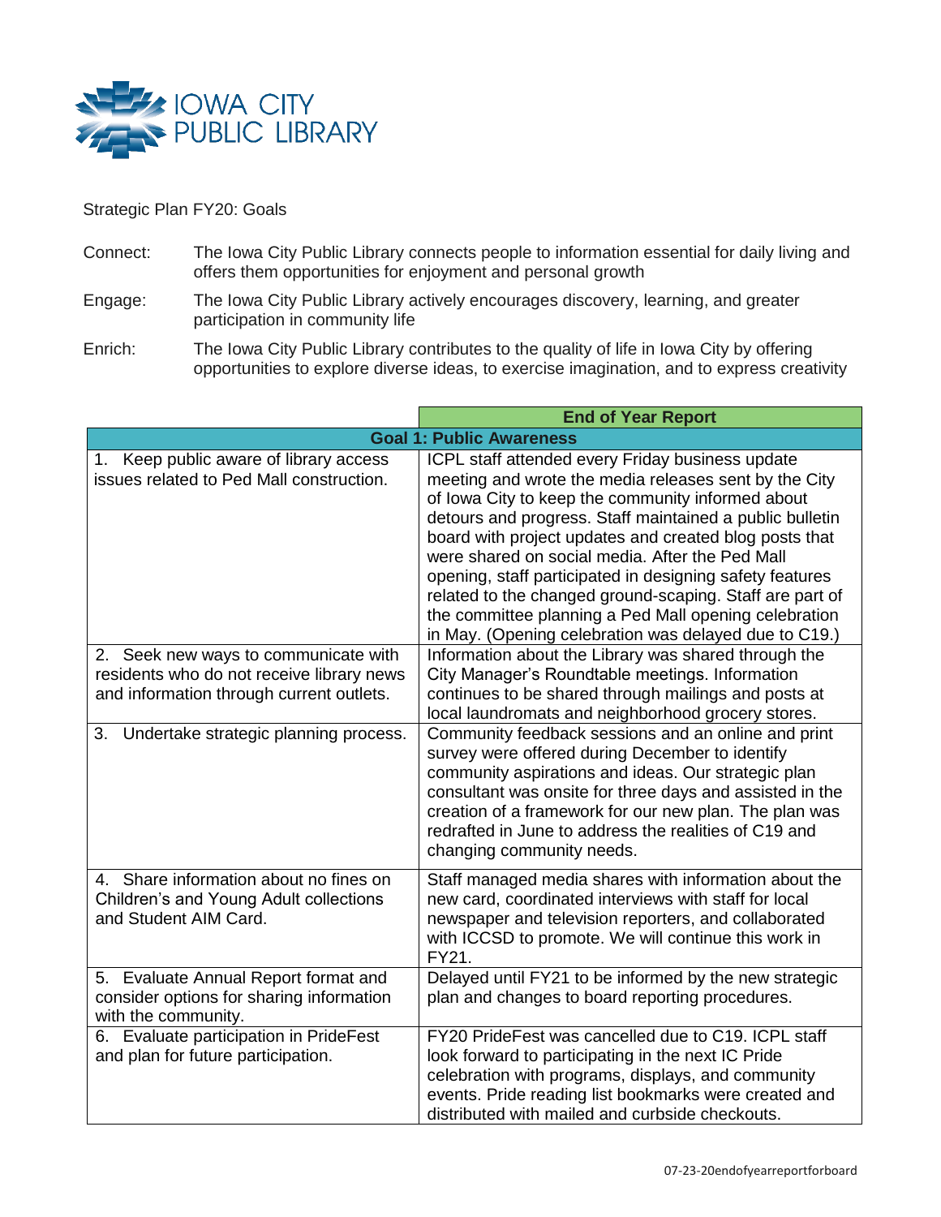IOWA CITY PUBLIC LIBRARY

Strategic Plan FY20: Goals

Connect: The Iowa City Public Library connects people to information essential for daily living and offers them opportunities for enjoyment and personal growth

Engage: The Iowa City Public Library actively encourages discovery, learning, and greater participation in community life

Enrich: The Iowa City Public Library contributes to the quality of life in Iowa City by offering opportunities to explore diverse ideas, to exercise imagination, and to express creativity

| | **End of Year Report** |
|---|---|
| **Goal 1: Public Awareness** | |
| 1. Keep public aware of library access issues related to Ped Mall construction. | ICPL staff attended every Friday business update meeting and wrote the media releases sent by the City of Iowa City to keep the community informed about detours and progress. Staff maintained a public bulletin board with project updates and created blog posts that were shared on social media. After the Ped Mall opening, staff participated in designing safety features related to the changed ground-scaping. Staff are part of the committee planning a Ped Mall opening celebration in May. (Opening celebration was delayed due to C19.) |
| 2. Seek new ways to communicate with residents who do not receive library news and information through current outlets. | Information about the Library was shared through the City Manager's Roundtable meetings. Information continues to be shared through mailings and posts at local laundromats and neighborhood grocery stores. |
| 3. Undertake strategic planning process. | Community feedback sessions and an online and print survey were offered during December to identify community aspirations and ideas. Our strategic plan consultant was onsite for three days and assisted in the creation of a framework for our new plan. The plan was redrafted in June to address the realities of C19 and changing community needs. |
| 4. Share information about no fines on Children's and Young Adult collections and Student AIM Card. | Staff managed media shares with information about the new card, coordinated interviews with staff for local newspaper and television reporters, and collaborated with ICCSD to promote. We will continue this work in FY21. |
| 5. Evaluate Annual Report format and consider options for sharing information with the community. | Delayed until FY21 to be informed by the new strategic plan and changes to board reporting procedures. |
| 6. Evaluate participation in PrideFest and plan for future participation. | FY20 PrideFest was cancelled due to C19. ICPL staff look forward to participating in the next IC Pride celebration with programs, displays, and community events. Pride reading list bookmarks were created and distributed with mailed and curbside checkouts. |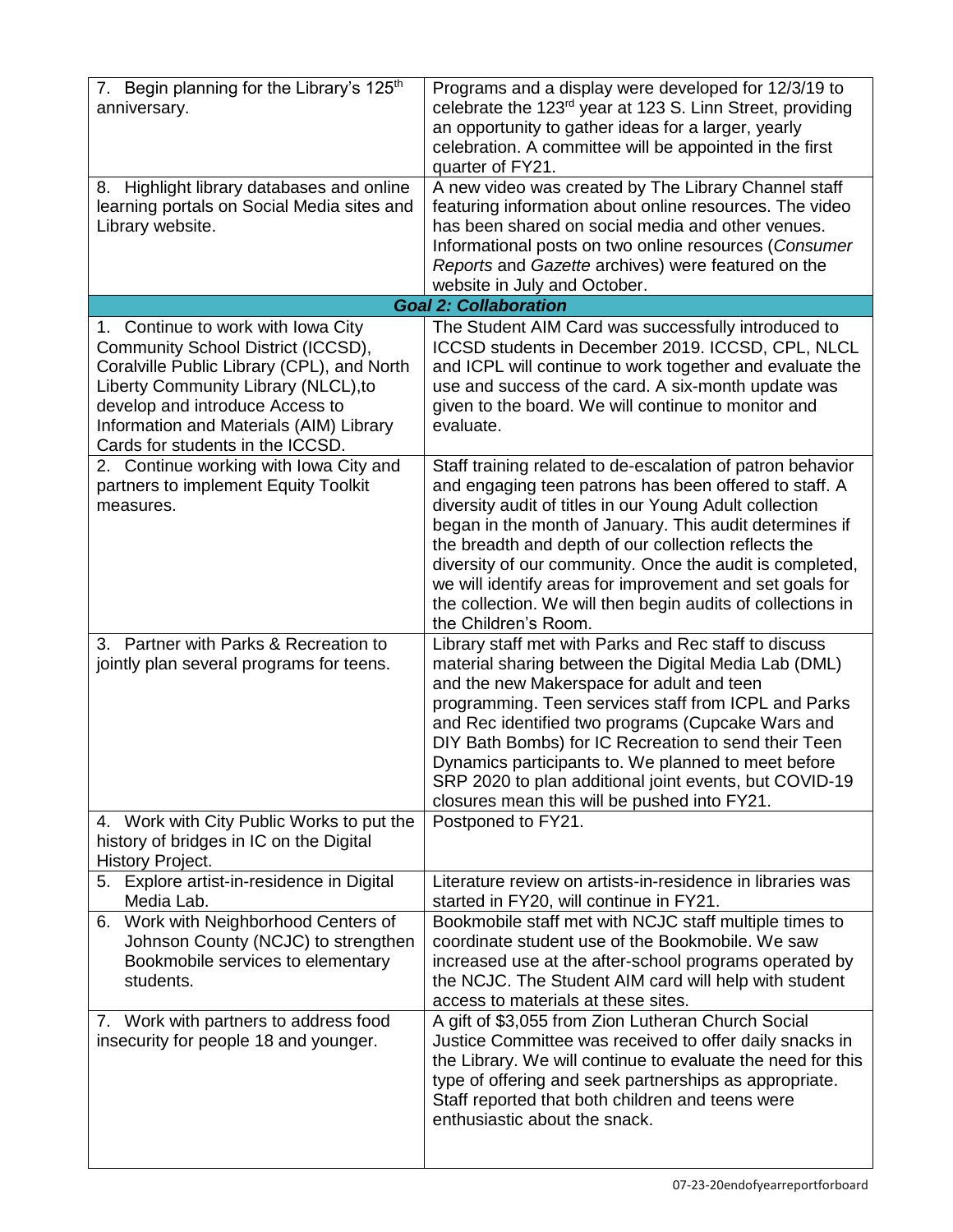| | |
|---|---|
| 7. Begin planning for the Library's 125th anniversary. | Programs and a display were developed for 12/3/19 to celebrate the 123rd year at 123 S. Linn Street, providing an opportunity to gather ideas for a larger, yearly celebration. A committee will be appointed in the first quarter of FY21. |
| 8. Highlight library databases and online learning portals on Social Media sites and Library website. | A new video was created by The Library Channel staff featuring information about online resources. The video has been shared on social media and other venues. Informational posts on two online resources (*Consumer Reports* and *Gazette* archives) were featured on the website in July and October. |
| ***Goal 2: Collaboration*** | |
| 1. Continue to work with Iowa City Community School District (ICCSD), Coralville Public Library (CPL), and North Liberty Community Library (NLCL),to develop and introduce Access to Information and Materials (AIM) Library Cards for students in the ICCSD. | The Student AIM Card was successfully introduced to ICCSD students in December 2019. ICCSD, CPL, NLCL and ICPL will continue to work together and evaluate the use and success of the card. A six-month update was given to the board. We will continue to monitor and evaluate. |
| 2. Continue working with Iowa City and partners to implement Equity Toolkit measures. | Staff training related to de-escalation of patron behavior and engaging teen patrons has been offered to staff. A diversity audit of titles in our Young Adult collection began in the month of January. This audit determines if the breadth and depth of our collection reflects the diversity of our community. Once the audit is completed, we will identify areas for improvement and set goals for the collection. We will then begin audits of collections in the Children's Room. |
| 3. Partner with Parks & Recreation to jointly plan several programs for teens. | Library staff met with Parks and Rec staff to discuss material sharing between the Digital Media Lab (DML) and the new Makerspace for adult and teen programming. Teen services staff from ICPL and Parks and Rec identified two programs (Cupcake Wars and DIY Bath Bombs) for IC Recreation to send their Teen Dynamics participants to. We planned to meet before SRP 2020 to plan additional joint events, but COVID-19 closures mean this will be pushed into FY21. |
| 4. Work with City Public Works to put the history of bridges in IC on the Digital History Project. | Postponed to FY21. |
| 5. Explore artist-in-residence in Digital Media Lab. | Literature review on artists-in-residence in libraries was started in FY20, will continue in FY21. |
| 6. Work with Neighborhood Centers of Johnson County (NCJC) to strengthen Bookmobile services to elementary students. | Bookmobile staff met with NCJC staff multiple times to coordinate student use of the Bookmobile. We saw increased use at the after-school programs operated by the NCJC. The Student AIM card will help with student access to materials at these sites. |
| 7. Work with partners to address food insecurity for people 18 and younger. | A gift of $3,055 from Zion Lutheran Church Social Justice Committee was received to offer daily snacks in the Library. We will continue to evaluate the need for this type of offering and seek partnerships as appropriate. Staff reported that both children and teens were enthusiastic about the snack. |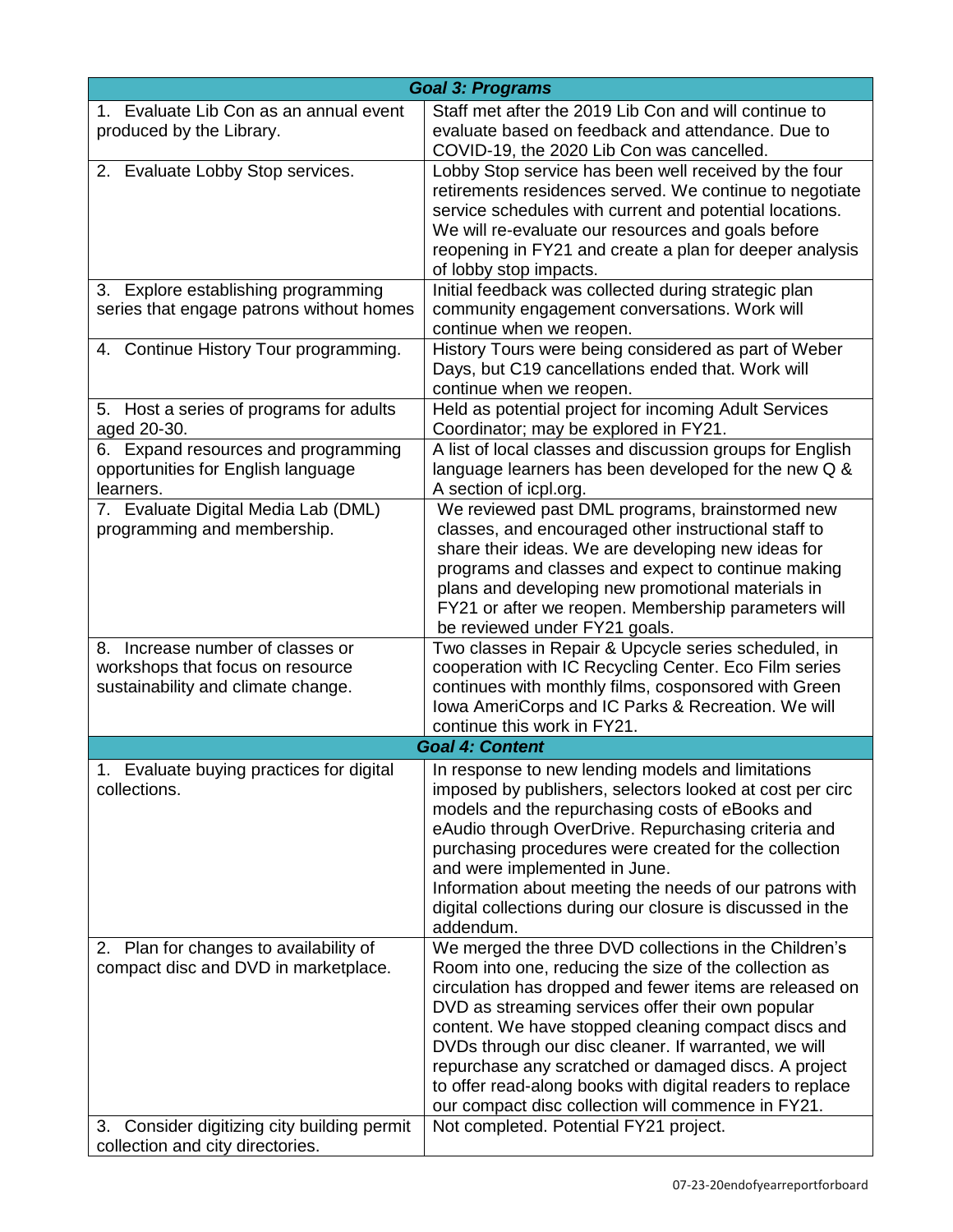| Goal 3: Programs | |
|---|---|
| 1. Evaluate Lib Con as an annual event produced by the Library. | Staff met after the 2019 Lib Con and will continue to evaluate based on feedback and attendance. Due to COVID-19, the 2020 Lib Con was cancelled. |
| 2. Evaluate Lobby Stop services. | Lobby Stop service has been well received by the four retirements residences served. We continue to negotiate service schedules with current and potential locations. We will re-evaluate our resources and goals before reopening in FY21 and create a plan for deeper analysis of lobby stop impacts. |
| 3. Explore establishing programming series that engage patrons without homes | Initial feedback was collected during strategic plan community engagement conversations. Work will continue when we reopen. |
| 4. Continue History Tour programming. | History Tours were being considered as part of Weber Days, but C19 cancellations ended that. Work will continue when we reopen. |
| 5. Host a series of programs for adults aged 20-30. | Held as potential project for incoming Adult Services Coordinator; may be explored in FY21. |
| 6. Expand resources and programming opportunities for English language learners. | A list of local classes and discussion groups for English language learners has been developed for the new Q & A section of icpl.org. |
| 7. Evaluate Digital Media Lab (DML) programming and membership. | We reviewed past DML programs, brainstormed new classes, and encouraged other instructional staff to share their ideas. We are developing new ideas for programs and classes and expect to continue making plans and developing new promotional materials in FY21 or after we reopen. Membership parameters will be reviewed under FY21 goals. |
| 8. Increase number of classes or workshops that focus on resource sustainability and climate change. | Two classes in Repair & Upcycle series scheduled, in cooperation with IC Recycling Center. Eco Film series continues with monthly films, cosponsored with Green Iowa AmeriCorps and IC Parks & Recreation. We will continue this work in FY21. |
| **Goal 4: Content** | |
| 1. Evaluate buying practices for digital collections. | In response to new lending models and limitations imposed by publishers, selectors looked at cost per circ models and the repurchasing costs of eBooks and eAudio through OverDrive. Repurchasing criteria and purchasing procedures were created for the collection and were implemented in June.<br>Information about meeting the needs of our patrons with digital collections during our closure is discussed in the addendum. |
| 2. Plan for changes to availability of compact disc and DVD in marketplace. | We merged the three DVD collections in the Children's Room into one, reducing the size of the collection as circulation has dropped and fewer items are released on DVD as streaming services offer their own popular content. We have stopped cleaning compact discs and DVDs through our disc cleaner. If warranted, we will repurchase any scratched or damaged discs. A project to offer read-along books with digital readers to replace our compact disc collection will commence in FY21. |
| 3. Consider digitizing city building permit collection and city directories. | Not completed. Potential FY21 project. |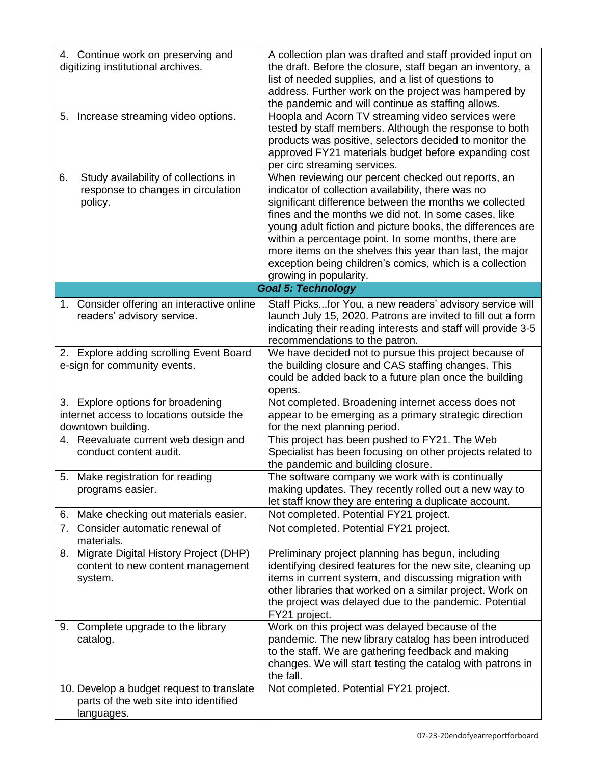| | |
|---|---|
| 4. Continue work on preserving and digitizing institutional archives. | A collection plan was drafted and staff provided input on the draft. Before the closure, staff began an inventory, a list of needed supplies, and a list of questions to address. Further work on the project was hampered by the pandemic and will continue as staffing allows. |
| 5. Increase streaming video options. | Hoopla and Acorn TV streaming video services were tested by staff members. Although the response to both products was positive, selectors decided to monitor the approved FY21 materials budget before expanding cost per circ streaming services. |
| 6. Study availability of collections in response to changes in circulation policy. | When reviewing our percent checked out reports, an indicator of collection availability, there was no significant difference between the months we collected fines and the months we did not. In some cases, like young adult fiction and picture books, the differences are within a percentage point. In some months, there are more items on the shelves this year than last, the major exception being children's comics, which is a collection growing in popularity. |
| ***Goal 5: Technology*** | |
| 1. Consider offering an interactive online readers' advisory service. | Staff Picks...for You, a new readers' advisory service will launch July 15, 2020. Patrons are invited to fill out a form indicating their reading interests and staff will provide 3-5 recommendations to the patron. |
| 2. Explore adding scrolling Event Board e-sign for community events. | We have decided not to pursue this project because of the building closure and CAS staffing changes. This could be added back to a future plan once the building opens. |
| 3. Explore options for broadening internet access to locations outside the downtown building. | Not completed. Broadening internet access does not appear to be emerging as a primary strategic direction for the next planning period. |
| 4. Reevaluate current web design and conduct content audit. | This project has been pushed to FY21. The Web Specialist has been focusing on other projects related to the pandemic and building closure. |
| 5. Make registration for reading programs easier. | The software company we work with is continually making updates. They recently rolled out a new way to let staff know they are entering a duplicate account. |
| 6. Make checking out materials easier. | Not completed. Potential FY21 project. |
| 7. Consider automatic renewal of materials. | Not completed. Potential FY21 project. |
| 8. Migrate Digital History Project (DHP) content to new content management system. | Preliminary project planning has begun, including identifying desired features for the new site, cleaning up items in current system, and discussing migration with other libraries that worked on a similar project. Work on the project was delayed due to the pandemic. Potential FY21 project. |
| 9. Complete upgrade to the library catalog. | Work on this project was delayed because of the pandemic. The new library catalog has been introduced to the staff. We are gathering feedback and making changes. We will start testing the catalog with patrons in the fall. |
| 10. Develop a budget request to translate parts of the web site into identified languages. | Not completed. Potential FY21 project. |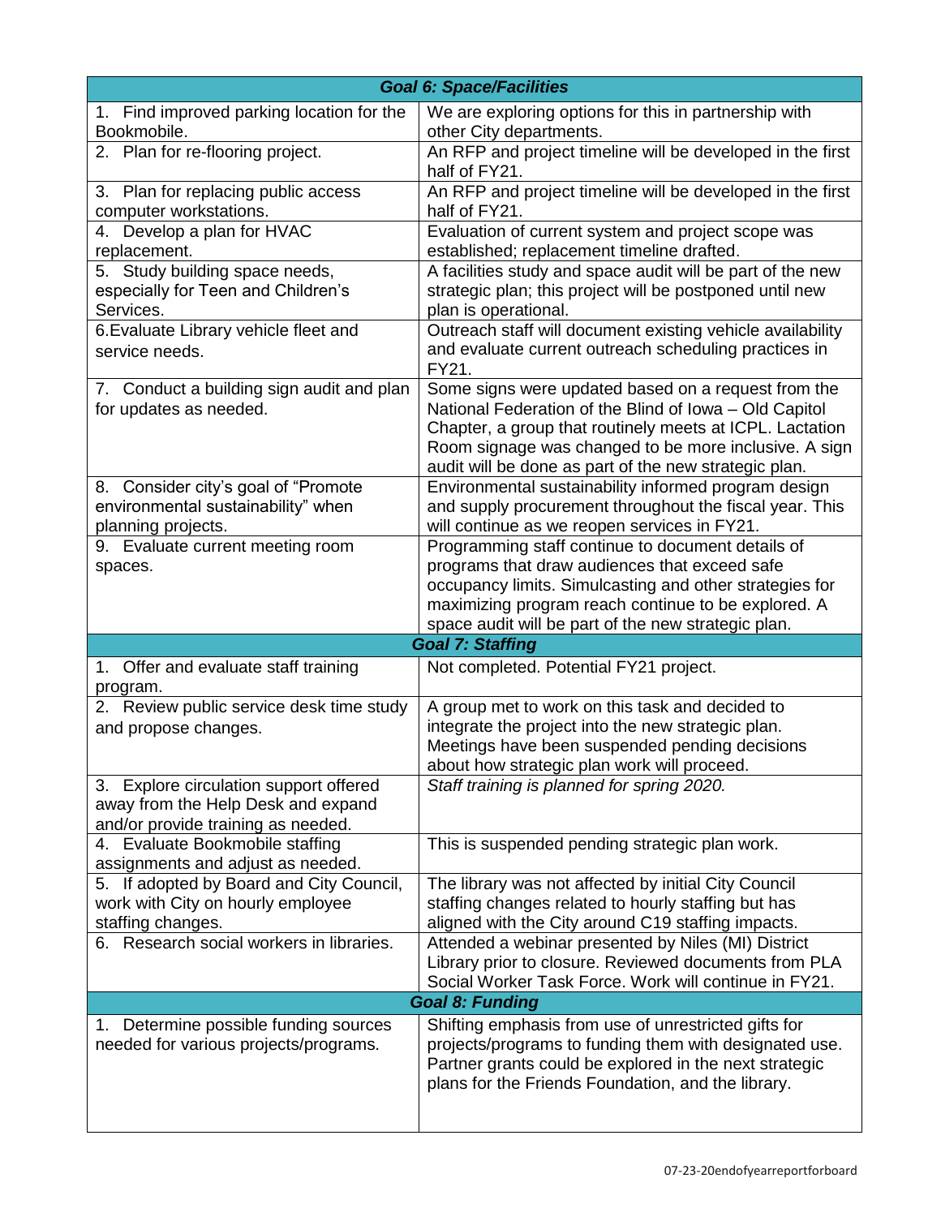| Goal 6: Space/Facilities | |
|---|---|
| 1. Find improved parking location for the Bookmobile. | We are exploring options for this in partnership with other City departments. |
| 2. Plan for re-flooring project. | An RFP and project timeline will be developed in the first half of FY21. |
| 3. Plan for replacing public access computer workstations. | An RFP and project timeline will be developed in the first half of FY21. |
| 4. Develop a plan for HVAC replacement. | Evaluation of current system and project scope was established; replacement timeline drafted. |
| 5. Study building space needs, especially for Teen and Children's Services. | A facilities study and space audit will be part of the new strategic plan; this project will be postponed until new plan is operational. |
| 6. Evaluate Library vehicle fleet and service needs. | Outreach staff will document existing vehicle availability and evaluate current outreach scheduling practices in FY21. |
| 7. Conduct a building sign audit and plan for updates as needed. | Some signs were updated based on a request from the National Federation of the Blind of Iowa – Old Capitol Chapter, a group that routinely meets at ICPL. Lactation Room signage was changed to be more inclusive. A sign audit will be done as part of the new strategic plan. |
| 8. Consider city's goal of "Promote environmental sustainability" when planning projects. | Environmental sustainability informed program design and supply procurement throughout the fiscal year. This will continue as we reopen services in FY21. |
| 9. Evaluate current meeting room spaces. | Programming staff continue to document details of programs that draw audiences that exceed safe occupancy limits. Simulcasting and other strategies for maximizing program reach continue to be explored. A space audit will be part of the new strategic plan. |
| ***Goal 7: Staffing*** | |
| 1. Offer and evaluate staff training program. | Not completed. Potential FY21 project. |
| 2. Review public service desk time study and propose changes. | A group met to work on this task and decided to integrate the project into the new strategic plan. Meetings have been suspended pending decisions about how strategic plan work will proceed. |
| 3. Explore circulation support offered away from the Help Desk and expand and/or provide training as needed. | *Staff training is planned for spring 2020.* |
| 4. Evaluate Bookmobile staffing assignments and adjust as needed. | This is suspended pending strategic plan work. |
| 5. If adopted by Board and City Council, work with City on hourly employee staffing changes. | The library was not affected by initial City Council staffing changes related to hourly staffing but has aligned with the City around C19 staffing impacts. |
| 6. Research social workers in libraries. | Attended a webinar presented by Niles (MI) District Library prior to closure. Reviewed documents from PLA Social Worker Task Force. Work will continue in FY21. |
| ***Goal 8: Funding*** | |
| 1. Determine possible funding sources needed for various projects/programs. | Shifting emphasis from use of unrestricted gifts for projects/programs to funding them with designated use. Partner grants could be explored in the next strategic plans for the Friends Foundation, and the library. |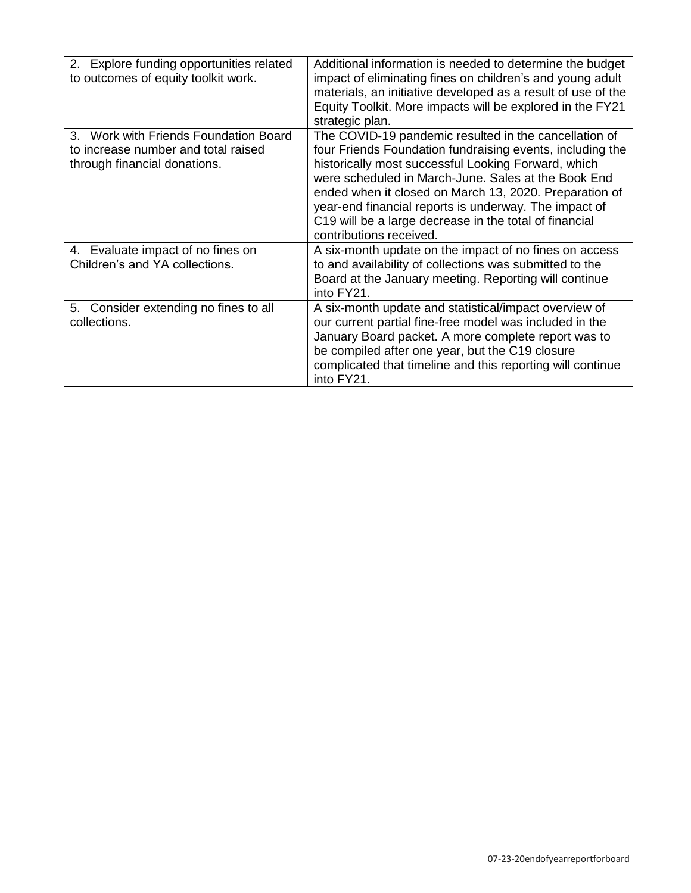| | |
|---|---|
| 2. Explore funding opportunities related to outcomes of equity toolkit work. | Additional information is needed to determine the budget impact of eliminating fines on children's and young adult materials, an initiative developed as a result of use of the Equity Toolkit. More impacts will be explored in the FY21 strategic plan. |
| 3. Work with Friends Foundation Board to increase number and total raised through financial donations. | The COVID-19 pandemic resulted in the cancellation of four Friends Foundation fundraising events, including the historically most successful Looking Forward, which were scheduled in March-June. Sales at the Book End ended when it closed on March 13, 2020. Preparation of year-end financial reports is underway. The impact of C19 will be a large decrease in the total of financial contributions received. |
| 4. Evaluate impact of no fines on Children's and YA collections. | A six-month update on the impact of no fines on access to and availability of collections was submitted to the Board at the January meeting. Reporting will continue into FY21. |
| 5. Consider extending no fines to all collections. | A six-month update and statistical/impact overview of our current partial fine-free model was included in the January Board packet. A more complete report was to be compiled after one year, but the C19 closure complicated that timeline and this reporting will continue into FY21. |